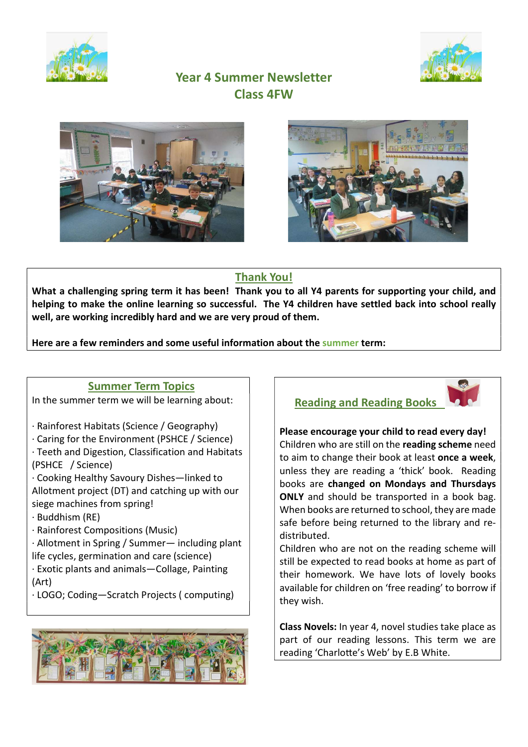# Year 4 Summer Newsletter
## Class 4FW

## Thank You!

**What a challenging spring term it has been! Thank you to all Y4 parents for supporting your child, and helping to make the online learning so successful. The Y4 children have settled back into school really well, are working incredibly hard and we are very proud of them.**

**Here are a few reminders and some useful information about the summer term:**

## Summer Term Topics

In the summer term we will be learning about:

- Rainforest Habitats (Science / Geography)
- Caring for the Environment (PSHCE / Science)
- Teeth and Digestion, Classification and Habitats (PSHCE / Science)
- Cooking Healthy Savoury Dishes—linked to Allotment project (DT) and catching up with our siege machines from spring!
- Buddhism (RE)
- Rainforest Compositions (Music)
- Allotment in Spring / Summer— including plant life cycles, germination and care (science)
- Exotic plants and animals—Collage, Painting (Art)
- LOGO; Coding—Scratch Projects ( computing)

## Reading and Reading Books

**Please encourage your child to read every day!**
Children who are still on the **reading scheme** need to aim to change their book at least **once a week**, unless they are reading a 'thick' book. Reading books are **changed on Mondays and Thursdays ONLY** and should be transported in a book bag. When books are returned to school, they are made safe before being returned to the library and re-distributed.
Children who are not on the reading scheme will still be expected to read books at home as part of their homework. We have lots of lovely books available for children on 'free reading' to borrow if they wish.

**Class Novels:** In year 4, novel studies take place as part of our reading lessons. This term we are reading 'Charlotte's Web' by E.B White.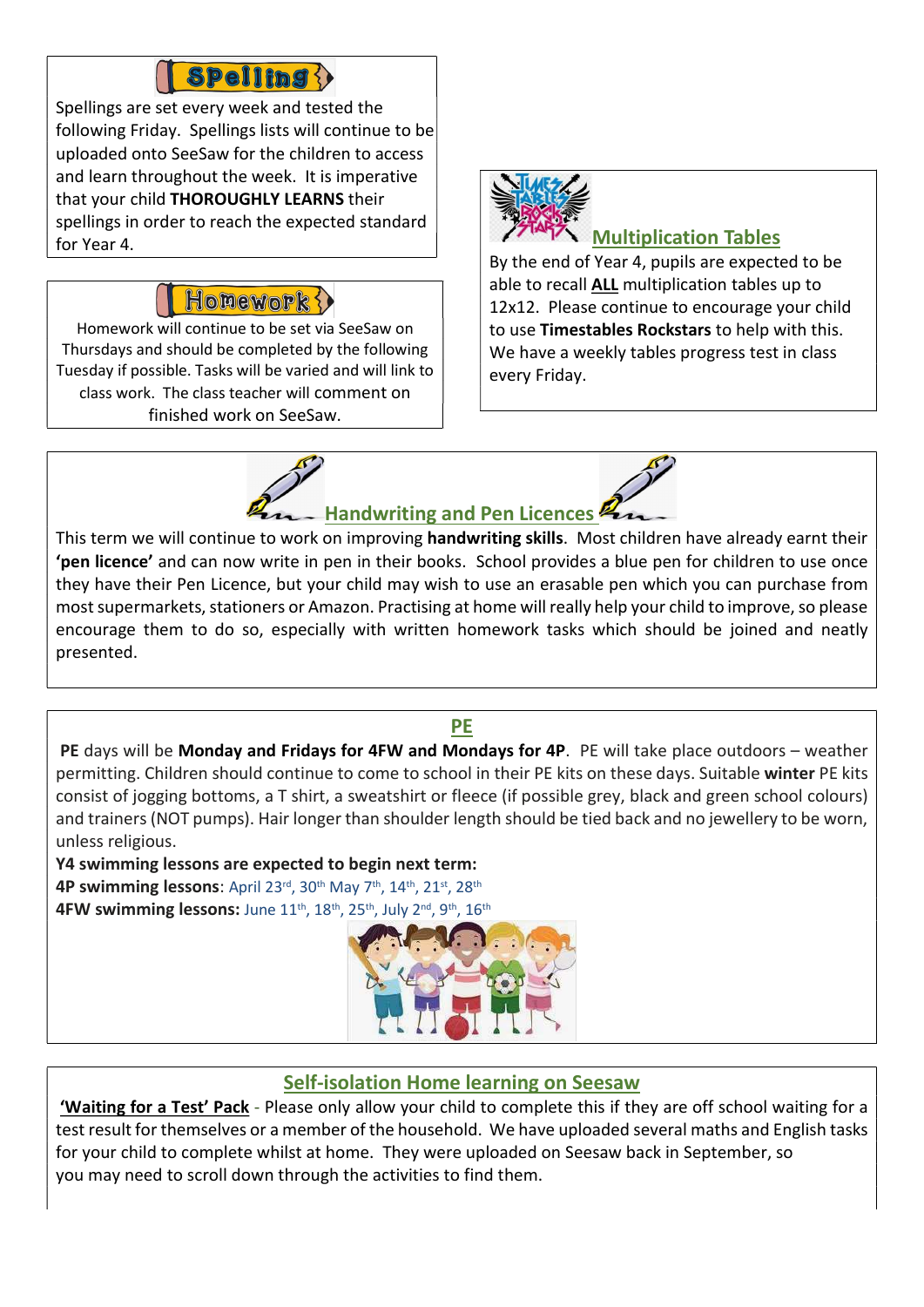## Spelling

Spellings are set every week and tested the following Friday. Spellings lists will continue to be uploaded onto SeeSaw for the children to access and learn throughout the week. It is imperative that your child **THOROUGHLY LEARNS** their spellings in order to reach the expected standard for Year 4.

## Homework

Homework will continue to be set via SeeSaw on Thursdays and should be completed by the following Tuesday if possible. Tasks will be varied and will link to class work. The class teacher will comment on finished work on SeeSaw.

## Multiplication Tables

By the end of Year 4, pupils are expected to be able to recall **ALL** multiplication tables up to 12x12. Please continue to encourage your child to use **Timestables Rockstars** to help with this. We have a weekly tables progress test in class every Friday.

## Handwriting and Pen Licences

This term we will continue to work on improving **handwriting skills**. Most children have already earnt their **'pen licence'** and can now write in pen in their books. School provides a blue pen for children to use once they have their Pen Licence, but your child may wish to use an erasable pen which you can purchase from most supermarkets, stationers or Amazon. Practising at home will really help your child to improve, so please encourage them to do so, especially with written homework tasks which should be joined and neatly presented.

## PE

**PE** days will be **Monday and Fridays for 4FW and Mondays for 4P**. PE will take place outdoors – weather permitting. Children should continue to come to school in their PE kits on these days. Suitable **winter** PE kits consist of jogging bottoms, a T shirt, a sweatshirt or fleece (if possible grey, black and green school colours) and trainers (NOT pumps). Hair longer than shoulder length should be tied back and no jewellery to be worn, unless religious.

**Y4 swimming lessons are expected to begin next term:**

**4P swimming lessons**: April 23rd, 30th May 7th, 14th, 21st, 28th

**4FW swimming lessons:** June 11th, 18th, 25th, July 2nd, 9th, 16th

## Self-isolation Home learning on Seesaw

**'Waiting for a Test' Pack** - Please only allow your child to complete this if they are off school waiting for a test result for themselves or a member of the household. We have uploaded several maths and English tasks for your child to complete whilst at home. They were uploaded on Seesaw back in September, so you may need to scroll down through the activities to find them.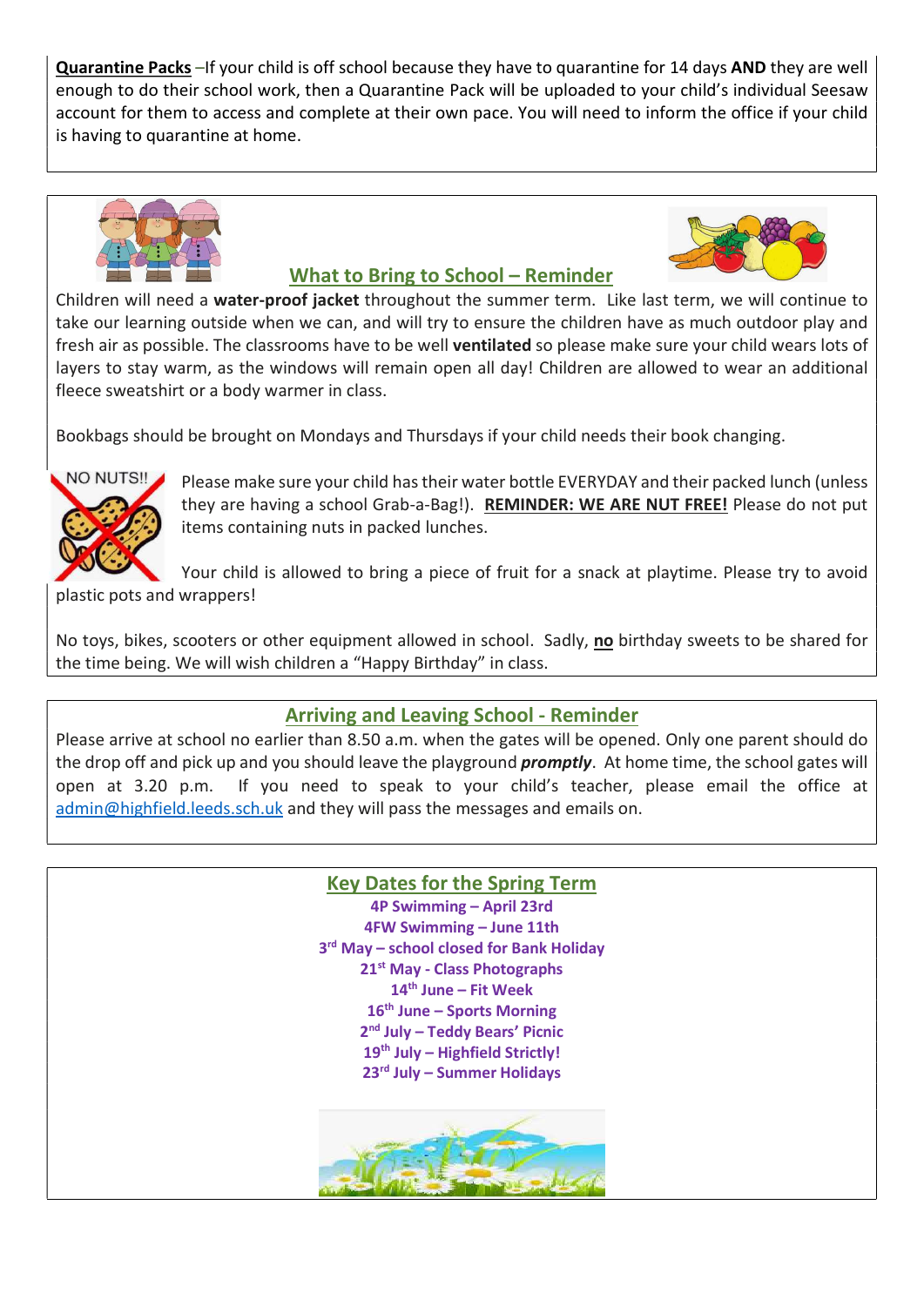**Quarantine Packs** –If your child is off school because they have to quarantine for 14 days **AND** they are well enough to do their school work, then a Quarantine Pack will be uploaded to your child's individual Seesaw account for them to access and complete at their own pace. You will need to inform the office if your child is having to quarantine at home.

## What to Bring to School – Reminder

Children will need a **water-proof jacket** throughout the summer term. Like last term, we will continue to take our learning outside when we can, and will try to ensure the children have as much outdoor play and fresh air as possible. The classrooms have to be well **ventilated** so please make sure your child wears lots of layers to stay warm, as the windows will remain open all day! Children are allowed to wear an additional fleece sweatshirt or a body warmer in class.

Bookbags should be brought on Mondays and Thursdays if your child needs their book changing.

NO NUTS!!

Please make sure your child has their water bottle EVERYDAY and their packed lunch (unless they are having a school Grab-a-Bag!). **REMINDER: WE ARE NUT FREE!** Please do not put items containing nuts in packed lunches.

Your child is allowed to bring a piece of fruit for a snack at playtime. Please try to avoid plastic pots and wrappers!

No toys, bikes, scooters or other equipment allowed in school. Sadly, **no** birthday sweets to be shared for the time being. We will wish children a "Happy Birthday" in class.

## Arriving and Leaving School - Reminder

Please arrive at school no earlier than 8.50 a.m. when the gates will be opened. Only one parent should do the drop off and pick up and you should leave the playground ***promptly***. At home time, the school gates will open at 3.20 p.m. If you need to speak to your child's teacher, please email the office at admin@highfield.leeds.sch.uk and they will pass the messages and emails on.

## Key Dates for the Spring Term

**4P Swimming – April 23rd**
**4FW Swimming – June 11th**
**3rd May – school closed for Bank Holiday**
**21st May - Class Photographs**
**14th June – Fit Week**
**16th June – Sports Morning**
**2nd July – Teddy Bears' Picnic**
**19th July – Highfield Strictly!**
**23rd July – Summer Holidays**